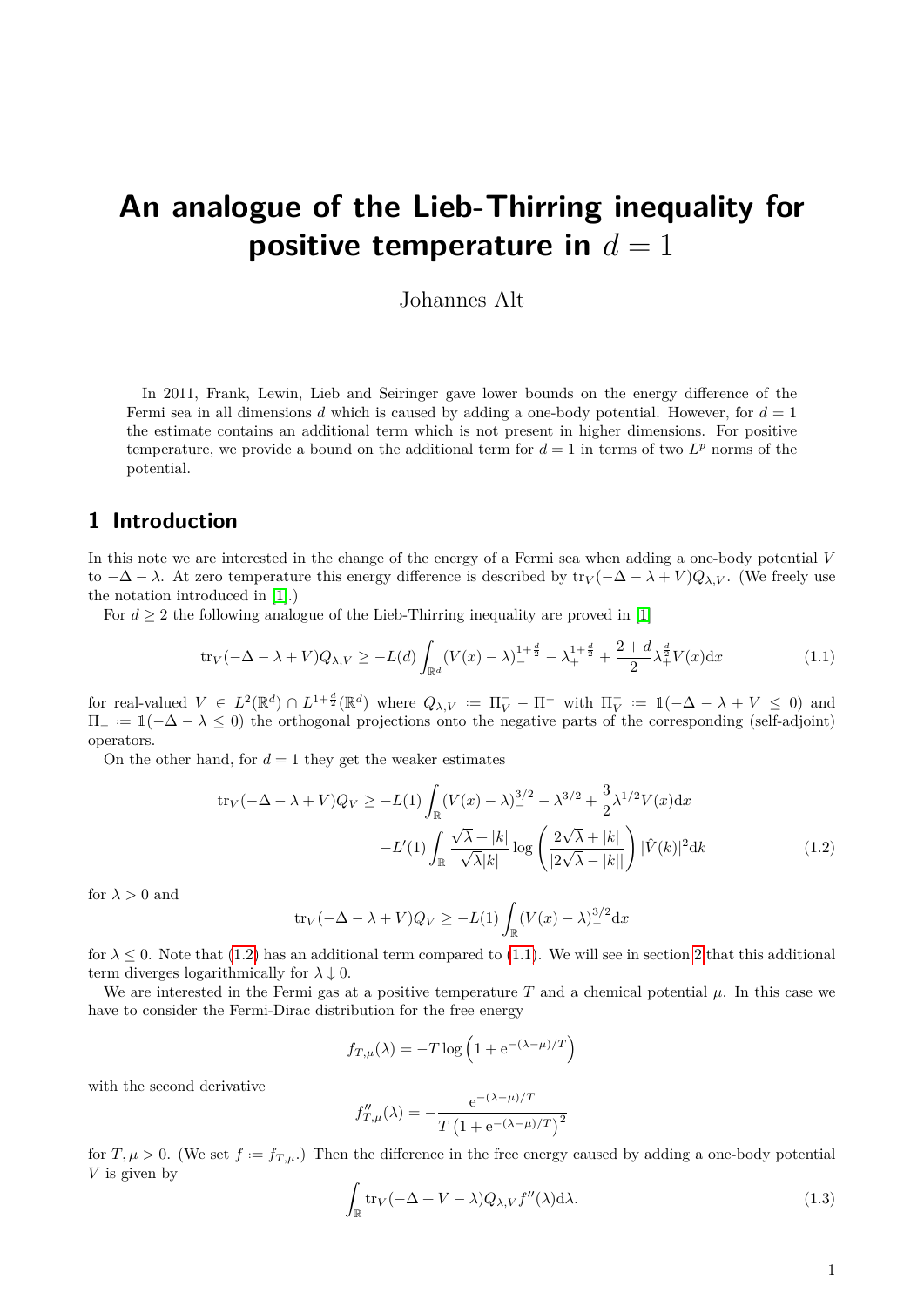# An analogue of the Lieb-Thirring inequality for positive temperature in $d = 1$

Johannes Alt

In 2011, Frank, Lewin, Lieb and Seiringer gave lower bounds on the energy difference of the Fermi sea in all dimensions $d$ which is caused by adding a one-body potential. However, for $d = 1$ the estimate contains an additional term which is not present in higher dimensions. For positive temperature, we provide a bound on the additional term for $d = 1$ in terms of two $L^p$ norms of the potential.

## 1 Introduction

In this note we are interested in the change of the energy of a Fermi sea when adding a one-body potential $V$ to $-\Delta - \lambda$. At zero temperature this energy difference is described by $\mathrm{tr}_V(-\Delta - \lambda + V)Q_{\lambda,V}$. (We freely use the notation introduced in [1].)

For $d \geq 2$ the following analogue of the Lieb-Thirring inequality are proved in [1]

$$\mathrm{tr}_V(-\Delta - \lambda + V)Q_{\lambda,V} \geq -L(d)\int_{\mathbb{R}^d}(V(x)-\lambda)_-^{1+\frac{d}{2}} - \lambda_+^{1+\frac{d}{2}} + \frac{2+d}{2}\lambda_+^{\frac{d}{2}}V(x)\mathrm{d}x \tag{1.1}$$

for real-valued $V \in L^2(\mathbb{R}^d) \cap L^{1+\frac{d}{2}}(\mathbb{R}^d)$ where $Q_{\lambda,V} := \Pi_V^- - \Pi^-$ with $\Pi_V^- := \mathbb{1}(-\Delta - \lambda + V \leq 0)$ and $\Pi_- := \mathbb{1}(-\Delta - \lambda \leq 0)$ the orthogonal projections onto the negative parts of the corresponding (self-adjoint) operators.

On the other hand, for $d = 1$ they get the weaker estimates

$$\begin{aligned}\mathrm{tr}_V(-\Delta - \lambda + V)Q_V \geq & -L(1)\int_{\mathbb{R}}(V(x)-\lambda)_-^{3/2} - \lambda^{3/2} + \frac{3}{2}\lambda^{1/2}V(x)\mathrm{d}x \\ & -L'(1)\int_{\mathbb{R}}\frac{\sqrt{\lambda}+|k|}{\sqrt{\lambda}|k|}\log\left(\frac{2\sqrt{\lambda}+|k|}{|2\sqrt{\lambda}-|k||}\right)|\hat{V}(k)|^2\mathrm{d}k\end{aligned} \tag{1.2}$$

for $\lambda > 0$ and

$$\mathrm{tr}_V(-\Delta - \lambda + V)Q_V \geq -L(1)\int_{\mathbb{R}}(V(x)-\lambda)_-^{3/2}\mathrm{d}x$$

for $\lambda \leq 0$. Note that (1.2) has an additional term compared to (1.1). We will see in section 2 that this additional term diverges logarithmically for $\lambda \downarrow 0$.

We are interested in the Fermi gas at a positive temperature $T$ and a chemical potential $\mu$. In this case we have to consider the Fermi-Dirac distribution for the free energy

$$f_{T,\mu}(\lambda) = -T\log\left(1 + \mathrm{e}^{-(\lambda-\mu)/T}\right)$$

with the second derivative

$$f''_{T,\mu}(\lambda) = -\frac{\mathrm{e}^{-(\lambda-\mu)/T}}{T\left(1+\mathrm{e}^{-(\lambda-\mu)/T}\right)^2}$$

for $T, \mu > 0$. (We set $f := f_{T,\mu}$.) Then the difference in the free energy caused by adding a one-body potential $V$ is given by

$$\int_{\mathbb{R}}\mathrm{tr}_V(-\Delta + V - \lambda)Q_{\lambda,V}f''(\lambda)\mathrm{d}\lambda. \tag{1.3}$$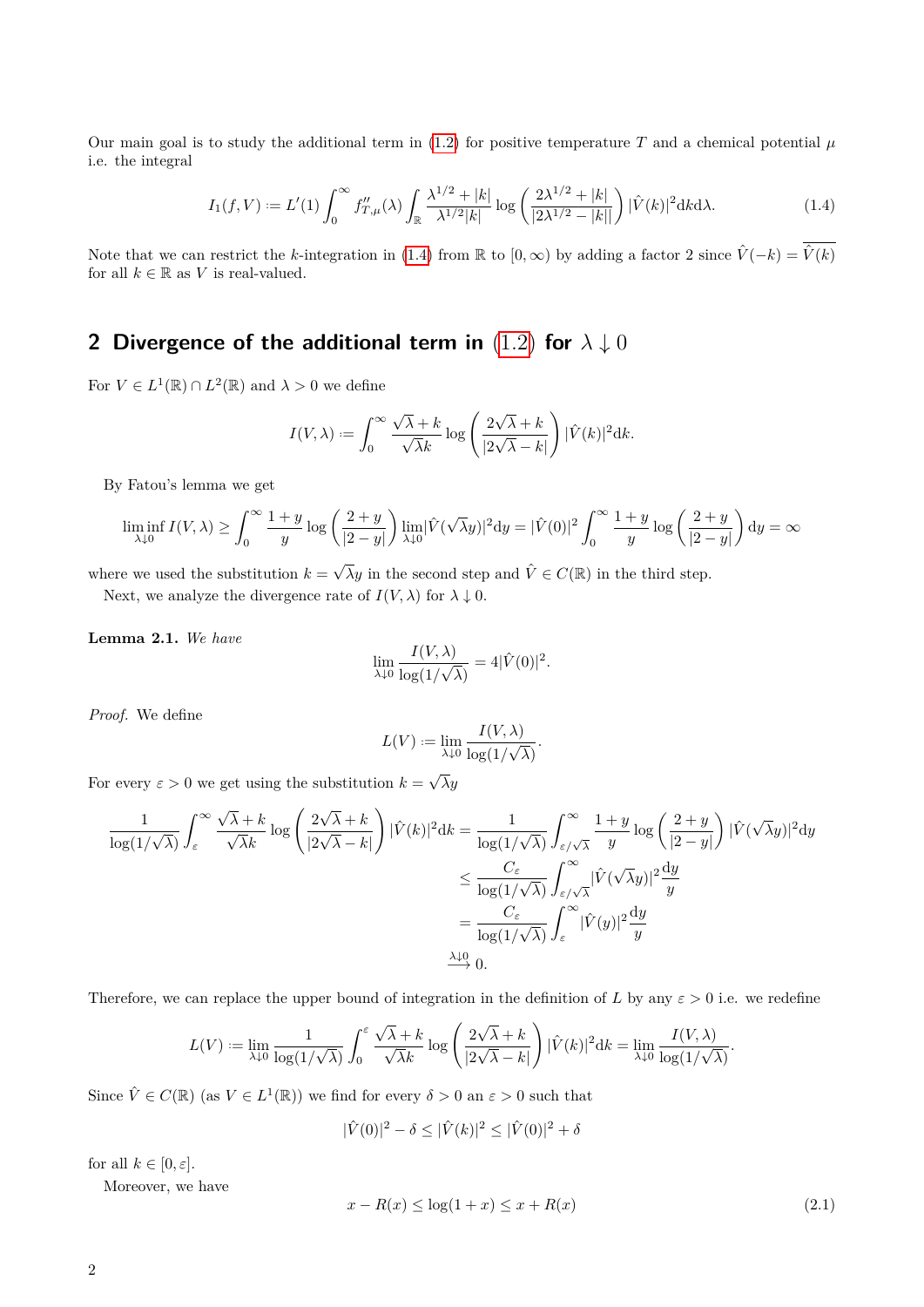Our main goal is to study the additional term in (1.2) for positive temperature $T$ and a chemical potential $\mu$ i.e. the integral

$$I_1(f,V) := L'(1)\int_0^\infty f''_{T,\mu}(\lambda)\int_{\mathbb{R}} \frac{\lambda^{1/2}+|k|}{\lambda^{1/2}|k|}\log\left(\frac{2\lambda^{1/2}+|k|}{|2\lambda^{1/2}-|k||}\right)|\hat{V}(k)|^2\mathrm{d}k\mathrm{d}\lambda. \tag{1.4}$$

Note that we can restrict the $k$-integration in (1.4) from $\mathbb{R}$ to $[0,\infty)$ by adding a factor 2 since $\hat{V}(-k)=\overline{\hat{V}(k)}$ for all $k\in\mathbb{R}$ as $V$ is real-valued.

## 2 Divergence of the additional term in (1.2) for $\lambda \downarrow 0$

For $V \in L^1(\mathbb{R})\cap L^2(\mathbb{R})$ and $\lambda>0$ we define

$$I(V,\lambda) := \int_0^\infty \frac{\sqrt{\lambda}+k}{\sqrt{\lambda}k}\log\left(\frac{2\sqrt{\lambda}+k}{|2\sqrt{\lambda}-k|}\right)|\hat{V}(k)|^2\mathrm{d}k.$$

By Fatou's lemma we get

$$\liminf_{\lambda\downarrow 0} I(V,\lambda) \geq \int_0^\infty \frac{1+y}{y}\log\left(\frac{2+y}{|2-y|}\right)\lim_{\lambda\downarrow 0}|\hat{V}(\sqrt{\lambda}y)|^2\mathrm{d}y = |\hat{V}(0)|^2\int_0^\infty \frac{1+y}{y}\log\left(\frac{2+y}{|2-y|}\right)\mathrm{d}y=\infty$$

where we used the substitution $k=\sqrt{\lambda}y$ in the second step and $\hat{V}\in C(\mathbb{R})$ in the third step.

Next, we analyze the divergence rate of $I(V,\lambda)$ for $\lambda\downarrow 0$.

**Lemma 2.1.** *We have*

$$\lim_{\lambda\downarrow 0}\frac{I(V,\lambda)}{\log(1/\sqrt{\lambda})} = 4|\hat{V}(0)|^2.$$

*Proof.* We define

$$L(V) := \lim_{\lambda\downarrow 0}\frac{I(V,\lambda)}{\log(1/\sqrt{\lambda})}.$$

For every $\varepsilon>0$ we get using the substitution $k=\sqrt{\lambda}y$

$$\begin{aligned}
\frac{1}{\log(1/\sqrt{\lambda})}\int_\varepsilon^\infty \frac{\sqrt{\lambda}+k}{\sqrt{\lambda}k}\log\left(\frac{2\sqrt{\lambda}+k}{|2\sqrt{\lambda}-k|}\right)|\hat{V}(k)|^2\mathrm{d}k &= \frac{1}{\log(1/\sqrt{\lambda})}\int_{\varepsilon/\sqrt{\lambda}}^\infty \frac{1+y}{y}\log\left(\frac{2+y}{|2-y|}\right)|\hat{V}(\sqrt{\lambda}y)|^2\mathrm{d}y \\
&\leq \frac{C_\varepsilon}{\log(1/\sqrt{\lambda})}\int_{\varepsilon/\sqrt{\lambda}}^\infty |\hat{V}(\sqrt{\lambda}y)|^2\frac{\mathrm{d}y}{y} \\
&= \frac{C_\varepsilon}{\log(1/\sqrt{\lambda})}\int_\varepsilon^\infty |\hat{V}(y)|^2\frac{\mathrm{d}y}{y} \\
&\overset{\lambda\downarrow 0}{\longrightarrow} 0.
\end{aligned}$$

Therefore, we can replace the upper bound of integration in the definition of $L$ by any $\varepsilon>0$ i.e. we redefine

$$L(V) := \lim_{\lambda\downarrow 0}\frac{1}{\log(1/\sqrt{\lambda})}\int_0^\varepsilon \frac{\sqrt{\lambda}+k}{\sqrt{\lambda}k}\log\left(\frac{2\sqrt{\lambda}+k}{|2\sqrt{\lambda}-k|}\right)|\hat{V}(k)|^2\mathrm{d}k = \lim_{\lambda\downarrow 0}\frac{I(V,\lambda)}{\log(1/\sqrt{\lambda})}.$$

Since $\hat{V}\in C(\mathbb{R})$ (as $V\in L^1(\mathbb{R})$) we find for every $\delta>0$ an $\varepsilon>0$ such that

$$|\hat{V}(0)|^2-\delta \leq |\hat{V}(k)|^2 \leq |\hat{V}(0)|^2+\delta$$

for all $k\in[0,\varepsilon]$.

Moreover, we have

$$x - R(x) \leq \log(1+x) \leq x + R(x) \tag{2.1}$$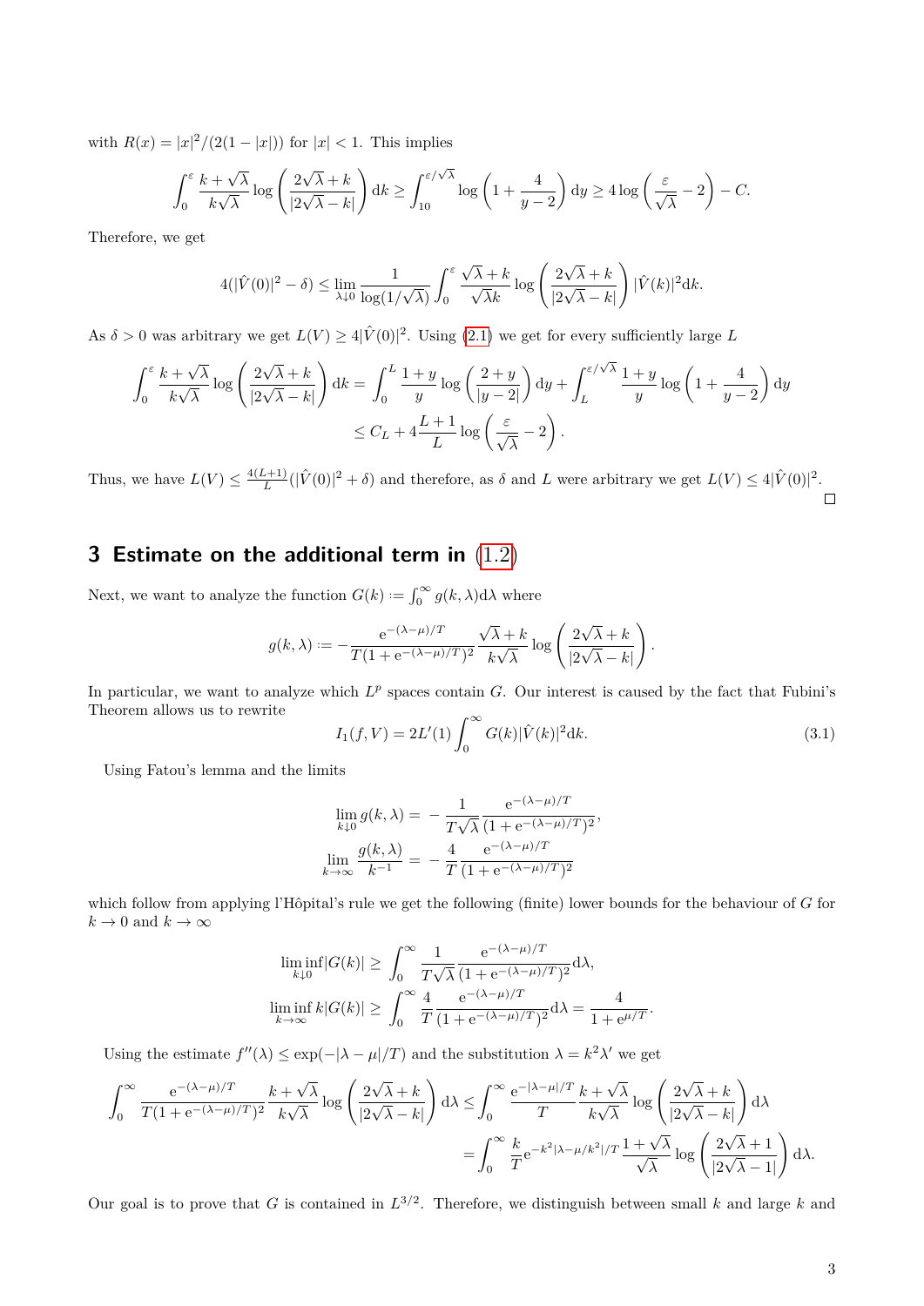with $R(x) = |x|^2/(2(1-|x|))$ for $|x| < 1$. This implies

$$\int_0^\varepsilon \frac{k+\sqrt{\lambda}}{k\sqrt{\lambda}} \log\left(\frac{2\sqrt{\lambda}+k}{|2\sqrt{\lambda}-k|}\right) \mathrm{d}k \geq \int_{10}^{\varepsilon/\sqrt{\lambda}} \log\left(1+\frac{4}{y-2}\right) \mathrm{d}y \geq 4\log\left(\frac{\varepsilon}{\sqrt{\lambda}}-2\right) - C.$$

Therefore, we get

$$4(|\hat{V}(0)|^2 - \delta) \leq \lim_{\lambda \downarrow 0} \frac{1}{\log(1/\sqrt{\lambda})} \int_0^\varepsilon \frac{\sqrt{\lambda}+k}{\sqrt{\lambda}k} \log\left(\frac{2\sqrt{\lambda}+k}{|2\sqrt{\lambda}-k|}\right) |\hat{V}(k)|^2 \mathrm{d}k.$$

As $\delta > 0$ was arbitrary we get $L(V) \geq 4|\hat{V}(0)|^2$. Using (2.1) we get for every sufficiently large $L$

$$\begin{aligned}\int_0^\varepsilon \frac{k+\sqrt{\lambda}}{k\sqrt{\lambda}} \log\left(\frac{2\sqrt{\lambda}+k}{|2\sqrt{\lambda}-k|}\right) \mathrm{d}k &= \int_0^L \frac{1+y}{y} \log\left(\frac{2+y}{|y-2|}\right) \mathrm{d}y + \int_L^{\varepsilon/\sqrt{\lambda}} \frac{1+y}{y} \log\left(1+\frac{4}{y-2}\right) \mathrm{d}y \\ &\leq C_L + 4\frac{L+1}{L} \log\left(\frac{\varepsilon}{\sqrt{\lambda}}-2\right).\end{aligned}$$

Thus, we have $L(V) \leq \frac{4(L+1)}{L}(|\hat{V}(0)|^2 + \delta)$ and therefore, as $\delta$ and $L$ were arbitrary we get $L(V) \leq 4|\hat{V}(0)|^2$. □

## 3 Estimate on the additional term in (1.2)

Next, we want to analyze the function $G(k) := \int_0^\infty g(k,\lambda)\mathrm{d}\lambda$ where

$$g(k,\lambda) := -\frac{\mathrm{e}^{-(\lambda-\mu)/T}}{T(1+\mathrm{e}^{-(\lambda-\mu)/T})^2} \frac{\sqrt{\lambda}+k}{k\sqrt{\lambda}} \log\left(\frac{2\sqrt{\lambda}+k}{|2\sqrt{\lambda}-k|}\right).$$

In particular, we want to analyze which $L^p$ spaces contain $G$. Our interest is caused by the fact that Fubini's Theorem allows us to rewrite

$$I_1(f,V) = 2L'(1) \int_0^\infty G(k)|\hat{V}(k)|^2 \mathrm{d}k. \tag{3.1}$$

Using Fatou's lemma and the limits

$$\begin{aligned}\lim_{k\downarrow 0} g(k,\lambda) &= -\frac{1}{T\sqrt{\lambda}} \frac{\mathrm{e}^{-(\lambda-\mu)/T}}{(1+\mathrm{e}^{-(\lambda-\mu)/T})^2}, \\ \lim_{k\to\infty} \frac{g(k,\lambda)}{k^{-1}} &= -\frac{4}{T} \frac{\mathrm{e}^{-(\lambda-\mu)/T}}{(1+\mathrm{e}^{-(\lambda-\mu)/T})^2}\end{aligned}$$

which follow from applying l'Hôpital's rule we get the following (finite) lower bounds for the behaviour of $G$ for $k \to 0$ and $k \to \infty$

$$\begin{aligned}\liminf_{k\downarrow 0} |G(k)| &\geq \int_0^\infty \frac{1}{T\sqrt{\lambda}} \frac{\mathrm{e}^{-(\lambda-\mu)/T}}{(1+\mathrm{e}^{-(\lambda-\mu)/T})^2} \mathrm{d}\lambda, \\ \liminf_{k\to\infty} k|G(k)| &\geq \int_0^\infty \frac{4}{T} \frac{\mathrm{e}^{-(\lambda-\mu)/T}}{(1+\mathrm{e}^{-(\lambda-\mu)/T})^2} \mathrm{d}\lambda = \frac{4}{1+\mathrm{e}^{\mu/T}}.\end{aligned}$$

Using the estimate $f''(\lambda) \leq \exp(-|\lambda-\mu|/T)$ and the substitution $\lambda = k^2\lambda'$ we get

$$\begin{aligned}\int_0^\infty \frac{\mathrm{e}^{-(\lambda-\mu)/T}}{T(1+\mathrm{e}^{-(\lambda-\mu)/T})^2} \frac{k+\sqrt{\lambda}}{k\sqrt{\lambda}} \log\left(\frac{2\sqrt{\lambda}+k}{|2\sqrt{\lambda}-k|}\right) \mathrm{d}\lambda &\leq \int_0^\infty \frac{\mathrm{e}^{-|\lambda-\mu|/T}}{T} \frac{k+\sqrt{\lambda}}{k\sqrt{\lambda}} \log\left(\frac{2\sqrt{\lambda}+k}{|2\sqrt{\lambda}-k|}\right) \mathrm{d}\lambda \\ &= \int_0^\infty \frac{k}{T} \mathrm{e}^{-k^2|\lambda-\mu/k^2|/T} \frac{1+\sqrt{\lambda}}{\sqrt{\lambda}} \log\left(\frac{2\sqrt{\lambda}+1}{|2\sqrt{\lambda}-1|}\right) \mathrm{d}\lambda.\end{aligned}$$

Our goal is to prove that $G$ is contained in $L^{3/2}$. Therefore, we distinguish between small $k$ and large $k$ and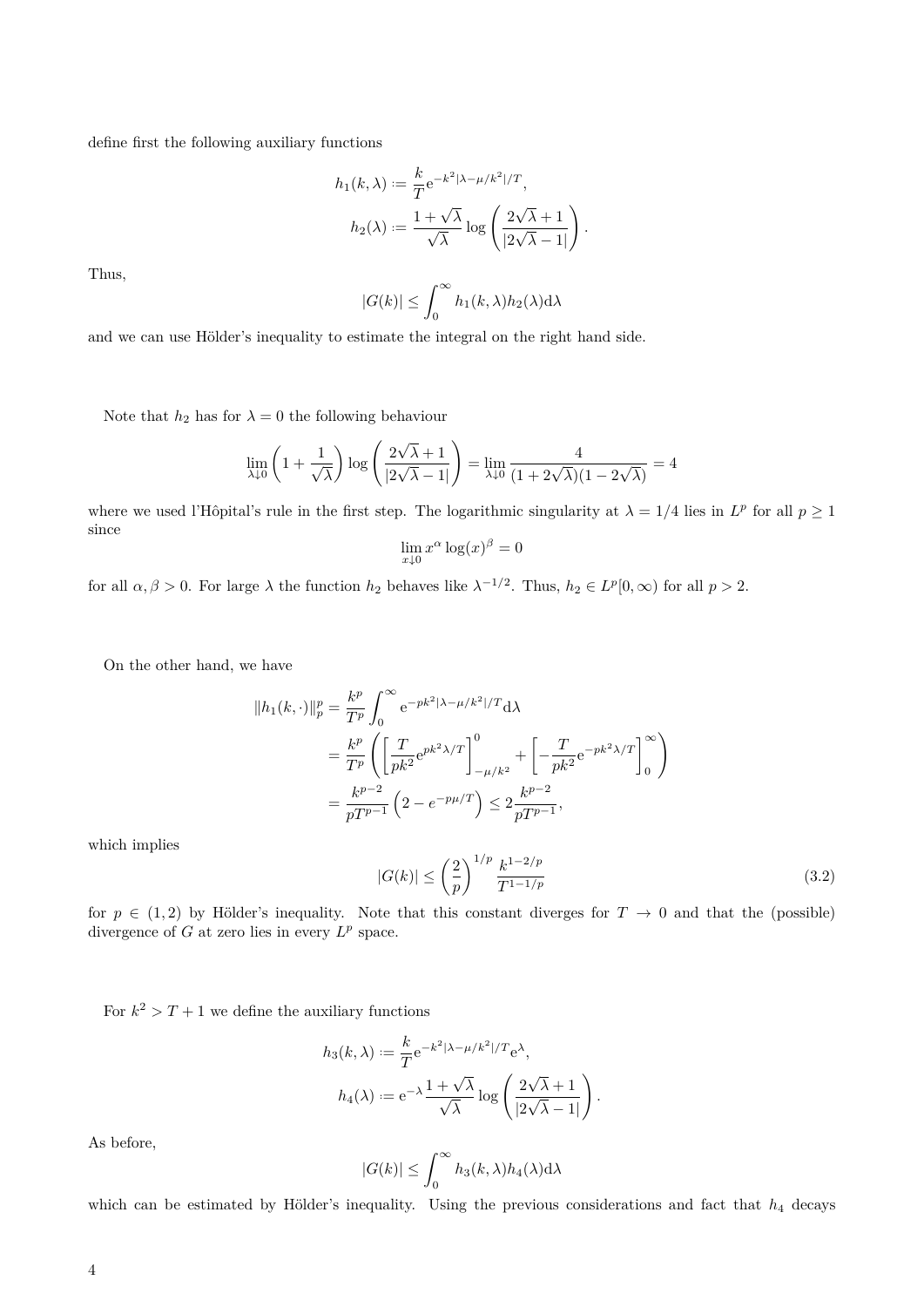define first the following auxiliary functions

$$
\begin{aligned}
h_1(k,\lambda) &:= \frac{k}{T}\mathrm{e}^{-k^2|\lambda-\mu/k^2|/T},\\
h_2(\lambda) &:= \frac{1+\sqrt{\lambda}}{\sqrt{\lambda}}\log\left(\frac{2\sqrt{\lambda}+1}{|2\sqrt{\lambda}-1|}\right).
\end{aligned}
$$

Thus,

$$
|G(k)| \leq \int_0^\infty h_1(k,\lambda)h_2(\lambda)\mathrm{d}\lambda
$$

and we can use Hölder's inequality to estimate the integral on the right hand side.

Note that $h_2$ has for $\lambda = 0$ the following behaviour

$$
\lim_{\lambda\downarrow 0}\left(1+\frac{1}{\sqrt{\lambda}}\right)\log\left(\frac{2\sqrt{\lambda}+1}{|2\sqrt{\lambda}-1|}\right) = \lim_{\lambda\downarrow 0}\frac{4}{(1+2\sqrt{\lambda})(1-2\sqrt{\lambda})} = 4
$$

where we used l'Hôpital's rule in the first step. The logarithmic singularity at $\lambda = 1/4$ lies in $L^p$ for all $p \geq 1$ since

$$
\lim_{x\downarrow 0} x^\alpha \log(x)^\beta = 0
$$

for all $\alpha, \beta > 0$. For large $\lambda$ the function $h_2$ behaves like $\lambda^{-1/2}$. Thus, $h_2 \in L^p[0,\infty)$ for all $p > 2$.

On the other hand, we have

$$
\begin{aligned}
\|h_1(k,\cdot)\|_p^p &= \frac{k^p}{T^p}\int_0^\infty \mathrm{e}^{-pk^2|\lambda-\mu/k^2|/T}\mathrm{d}\lambda\\
&= \frac{k^p}{T^p}\left(\left[\frac{T}{pk^2}\mathrm{e}^{pk^2\lambda/T}\right]_{-\mu/k^2}^0 + \left[-\frac{T}{pk^2}\mathrm{e}^{-pk^2\lambda/T}\right]_0^\infty\right)\\
&= \frac{k^{p-2}}{pT^{p-1}}\left(2-e^{-p\mu/T}\right) \leq 2\frac{k^{p-2}}{pT^{p-1}},
\end{aligned}
$$

which implies

$$
|G(k)| \leq \left(\frac{2}{p}\right)^{1/p}\frac{k^{1-2/p}}{T^{1-1/p}} \tag{3.2}
$$

for $p \in (1,2)$ by Hölder's inequality. Note that this constant diverges for $T \to 0$ and that the (possible) divergence of $G$ at zero lies in every $L^p$ space.

For $k^2 > T+1$ we define the auxiliary functions

$$
\begin{aligned}
h_3(k,\lambda) &:= \frac{k}{T}\mathrm{e}^{-k^2|\lambda-\mu/k^2|/T}\mathrm{e}^{\lambda},\\
h_4(\lambda) &:= \mathrm{e}^{-\lambda}\frac{1+\sqrt{\lambda}}{\sqrt{\lambda}}\log\left(\frac{2\sqrt{\lambda}+1}{|2\sqrt{\lambda}-1|}\right).
\end{aligned}
$$

As before,

$$
|G(k)| \leq \int_0^\infty h_3(k,\lambda)h_4(\lambda)\mathrm{d}\lambda
$$

which can be estimated by Hölder's inequality. Using the previous considerations and fact that $h_4$ decays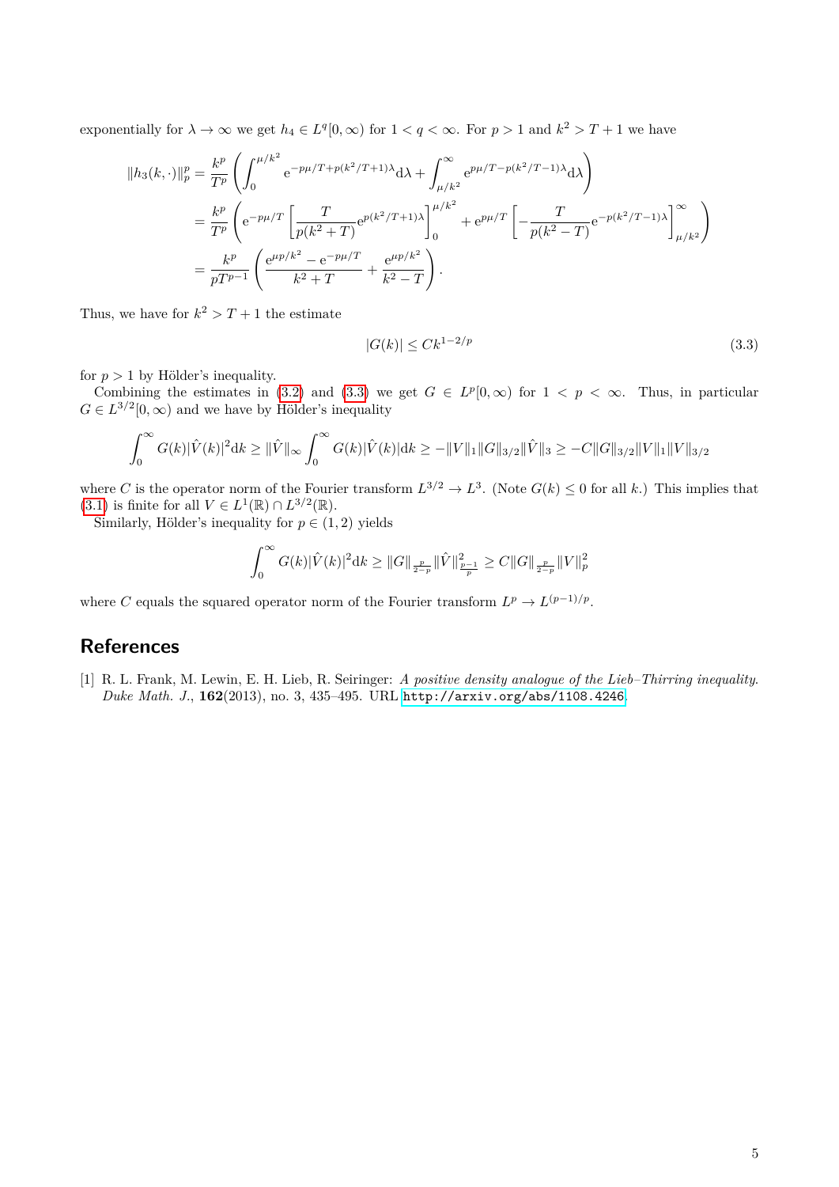exponentially for $\lambda \to \infty$ we get $h_4 \in L^q[0,\infty)$ for $1 < q < \infty$. For $p > 1$ and $k^2 > T+1$ we have

$$
\begin{aligned}
\|h_3(k,\cdot)\|_p^p &= \frac{k^p}{T^p}\left(\int_0^{\mu/k^2} \mathrm{e}^{-p\mu/T + p(k^2/T+1)\lambda}\mathrm{d}\lambda + \int_{\mu/k^2}^{\infty} \mathrm{e}^{p\mu/T - p(k^2/T-1)\lambda}\mathrm{d}\lambda\right) \\
&= \frac{k^p}{T^p}\left(\mathrm{e}^{-p\mu/T}\left[\frac{T}{p(k^2+T)}\mathrm{e}^{p(k^2/T+1)\lambda}\right]_0^{\mu/k^2} + \mathrm{e}^{p\mu/T}\left[-\frac{T}{p(k^2-T)}\mathrm{e}^{-p(k^2/T-1)\lambda}\right]_{\mu/k^2}^{\infty}\right) \\
&= \frac{k^p}{pT^{p-1}}\left(\frac{\mathrm{e}^{\mu p/k^2} - \mathrm{e}^{-p\mu/T}}{k^2+T} + \frac{\mathrm{e}^{\mu p/k^2}}{k^2-T}\right).
\end{aligned}
$$

Thus, we have for $k^2 > T+1$ the estimate

$$
|G(k)| \le Ck^{1-2/p} \tag{3.3}
$$

for $p > 1$ by Hölder's inequality.

Combining the estimates in (3.2) and (3.3) we get $G \in L^p[0,\infty)$ for $1 < p < \infty$. Thus, in particular $G \in L^{3/2}[0,\infty)$ and we have by Hölder's inequality

$$
\int_0^\infty G(k)|\hat{V}(k)|^2\mathrm{d}k \ge \|\hat{V}\|_\infty \int_0^\infty G(k)|\hat{V}(k)|\mathrm{d}k \ge -\|V\|_1\|G\|_{3/2}\|\hat{V}\|_3 \ge -C\|G\|_{3/2}\|V\|_1\|V\|_{3/2}
$$

where $C$ is the operator norm of the Fourier transform $L^{3/2} \to L^3$. (Note $G(k) \le 0$ for all $k$.) This implies that (3.1) is finite for all $V \in L^1(\mathbb{R}) \cap L^{3/2}(\mathbb{R})$.

Similarly, Hölder's inequality for $p \in (1,2)$ yields

$$
\int_0^\infty G(k)|\hat{V}(k)|^2\mathrm{d}k \ge \|G\|_{\frac{p}{2-p}}\|\hat{V}\|_{\frac{p-1}{p}}^2 \ge C\|G\|_{\frac{p}{2-p}}\|V\|_p^2
$$

where $C$ equals the squared operator norm of the Fourier transform $L^p \to L^{(p-1)/p}$.

## References

[1] R. L. Frank, M. Lewin, E. H. Lieb, R. Seiringer: *A positive density analogue of the Lieb–Thirring inequality*. *Duke Math. J.*, **162**(2013), no. 3, 435–495. URL http://arxiv.org/abs/1108.4246.